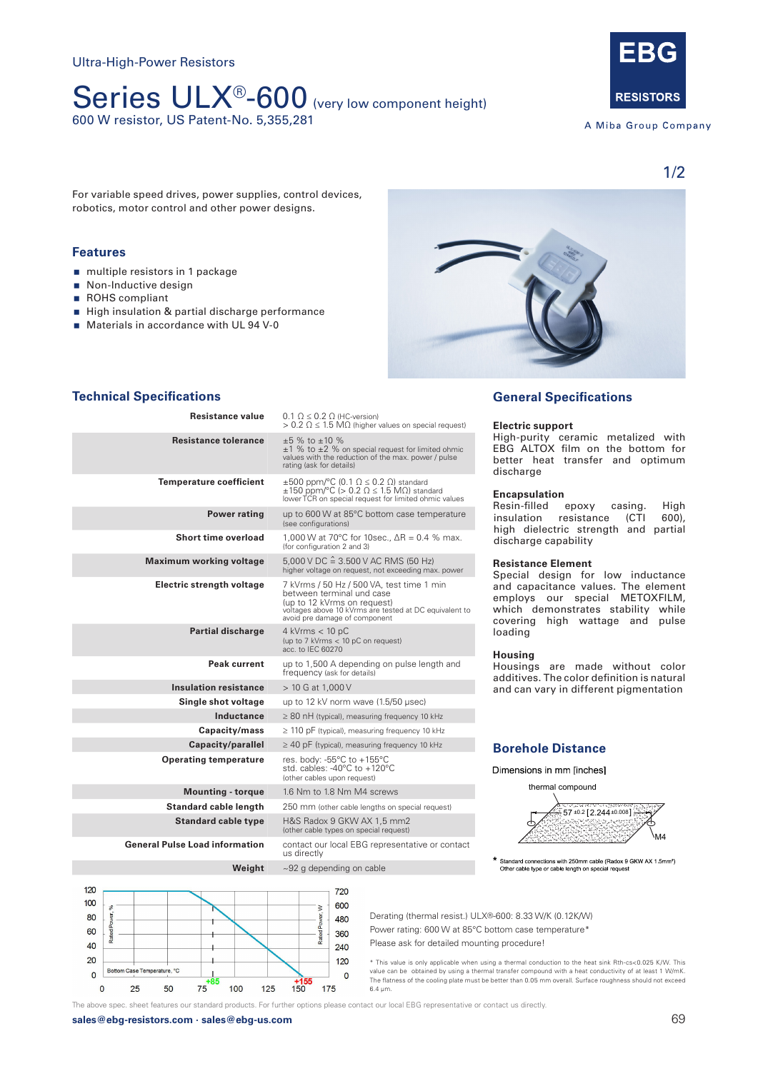Ultra-High-Power Resistors

# Series ULX®-600 (very low component height)

600 W resistor, US Patent-No. 5,355,281

EBG RESISTORS
A Miba Group Company

For variable speed drives, power supplies, control devices, robotics, motor control and other power designs.

## Features

- multiple resistors in 1 package
- Non-Inductive design
- ROHS compliant
- High insulation & partial discharge performance
- Materials in accordance with UL 94 V-0

## Technical Specifications

| | |
|---|---|
| **Resistance value** | 0.1 Ω ≤ 0.2 Ω (HC-version)<br>> 0.2 Ω ≤ 1.5 MΩ (higher values on special request) |
| **Resistance tolerance** | ±5 % to ±10 %<br>±1 % to ±2 % on special request for limited ohmic values with the reduction of the max. power / pulse rating (ask for details) |
| **Temperature coefficient** | ±500 ppm/°C (0.1 Ω ≤ 0.2 Ω) standard<br>±150 ppm/°C (> 0.2 Ω ≤ 1.5 MΩ) standard<br>lower TCR on special request for limited ohmic values |
| **Power rating** | up to 600 W at 85°C bottom case temperature (see configurations) |
| **Short time overload** | 1,000 W at 70°C for 10sec., ΔR = 0.4 % max. (for configuration 2 and 3) |
| **Maximum working voltage** | 5,000 V DC ≙ 3.500 V AC RMS (50 Hz)<br>higher voltage on request, not exceeding max. power |
| **Electric strength voltage** | 7 kVrms / 50 Hz / 500 VA, test time 1 min between terminal und case<br>(up to 12 kVrms on request)<br>voltages above 10 kVrms are tested at DC equivalent to avoid pre damage of component |
| **Partial discharge** | 4 kVrms < 10 pC<br>(up to 7 kVrms < 10 pC on request)<br>acc. to IEC 60270 |
| **Peak current** | up to 1,500 A depending on pulse length and frequency (ask for details) |
| **Insulation resistance** | > 10 G at 1,000 V |
| **Single shot voltage** | up to 12 kV norm wave (1.5/50 µsec) |
| **Inductance** | ≥ 80 nH (typical), measuring frequency 10 kHz |
| **Capacity/mass** | ≥ 110 pF (typical), measuring frequency 10 kHz |
| **Capacity/parallel** | ≥ 40 pF (typical), measuring frequency 10 kHz |
| **Operating temperature** | res. body: -55°C to +155°C<br>std. cables: -40°C to +120°C<br>(other cables upon request) |
| **Mounting - torque** | 1.6 Nm to 1.8 Nm M4 screws |
| **Standard cable length** | 250 mm (other cable lengths on special request) |
| **Standard cable type** | H&S Radox 9 GKW AX 1,5 mm2<br>(other cable types on special request) |
| **General Pulse Load information** | contact our local EBG representative or contact us directly |
| **Weight** | ~92 g depending on cable |

## General Specifications

### Electric support

High-purity ceramic metalized with EBG ALTOX film on the bottom for better heat transfer and optimum discharge

### Encapsulation

Resin-filled epoxy casing. High insulation resistance (CTI 600), high dielectric strength and partial discharge capability

### Resistance Element

Special design for low inductance and capacitance values. The element employs our special METOXFILM, which demonstrates stability while covering high wattage and pulse loading

### Housing

Housings are made without color additives. The color definition is natural and can vary in different pigmentation

## Borehole Distance

Dimensions in mm [inches]

thermal compound

57 ±0.2 [2.244 ±0.008]

M4

* Standard connections with 250mm cable (Radox 9 GKW AX 1.5mm²)
Other cable type or cable length on special request

Rated Power, % (0–120) / Rated Power, W (0–720) vs. Bottom Case Temperature, °C (0–175); +85, +155

Derating (thermal resist.) ULX®-600: 8.33 W/K (0.12K/W)

Power rating: 600 W at 85°C bottom case temperature*

Please ask for detailed mounting procedure!

* This value is only applicable when using a thermal conduction to the heat sink Rth-cs<0.025 K/W. This value can be obtained by using a thermal transfer compound with a heat conductivity of at least 1 W/mK. The flatness of the cooling plate must be better than 0.05 mm overall. Surface roughness should not exceed 6.4 µm.

The above spec. sheet features our standard products. For further options please contact our local EBG representative or contact us directly.

sales@ebg-resistors.com · sales@ebg-us.com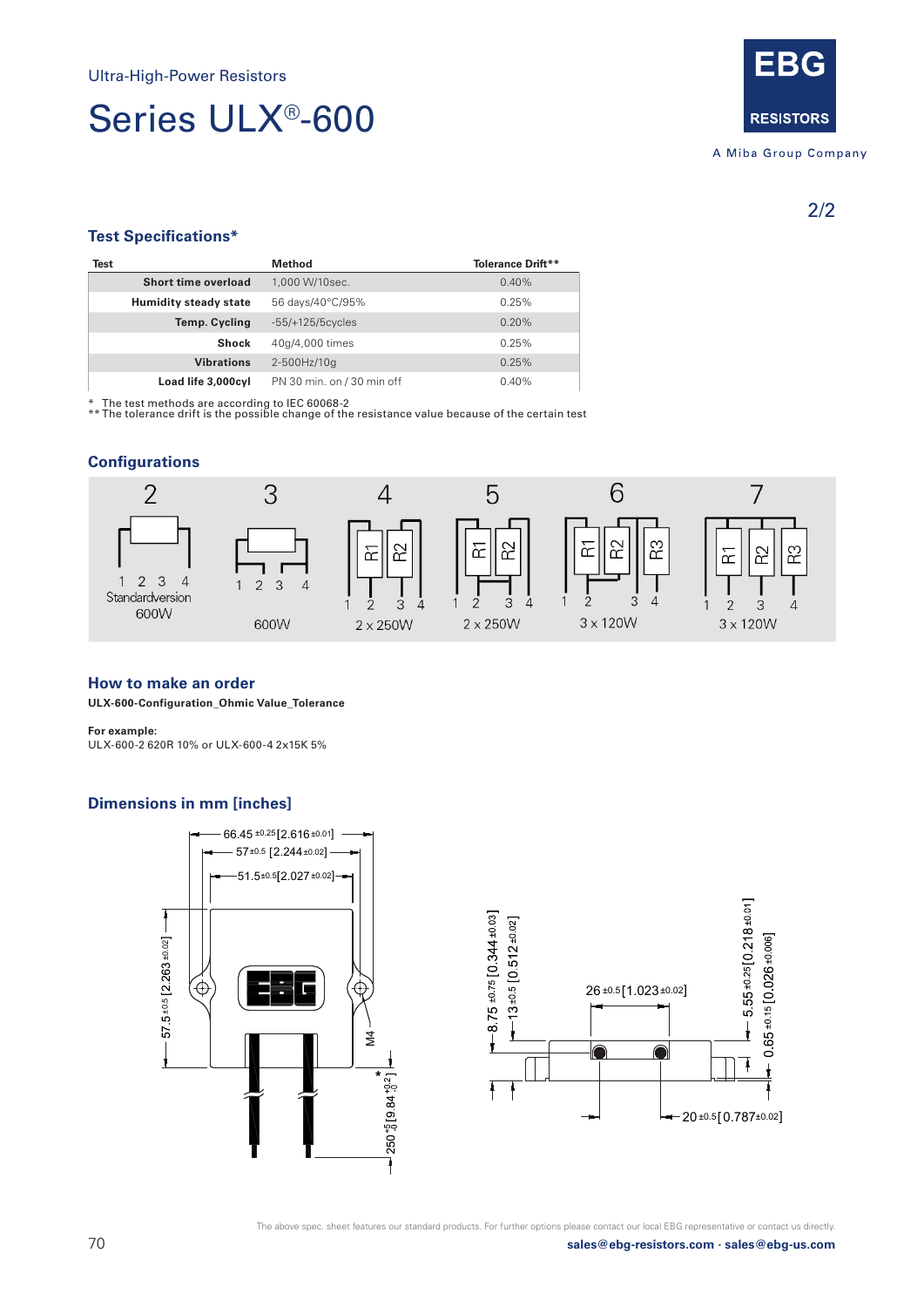Ultra-High-Power Resistors

# Series ULX®-600

## Test Specifications*

| Test | Method | Tolerance Drift** |
|---|---|---|
| **Short time overload** | 1,000 W/10sec. | 0.40% |
| **Humidity steady state** | 56 days/40°C/95% | 0.25% |
| **Temp. Cycling** | -55/+125/5cycles | 0.20% |
| **Shock** | 40g/4,000 times | 0.25% |
| **Vibrations** | 2-500Hz/10g | 0.25% |
| **Load life 3,000cyl** | PN 30 min. on / 30 min off | 0.40% |

\* The test methods are according to IEC 60068-2
** The tolerance drift is the possible change of the resistance value because of the certain test

## Configurations

2
1 2 3 4
Standardversion
600W

3
1 2 3 4
600W

4
R1 R2
1 2 3 4
2 x 250W

5
R1 R2
1 2 3 4
2 x 250W

6
R1 R2 R3
1 2 3 4
3 x 120W

7
R1 R2 R3
1 2 3 4
3 x 120W

## How to make an order

**ULX-600-Configuration_Ohmic Value_Tolerance**

**For example:**
ULX-600-2 620R 10% or ULX-600-4 2x15K 5%

## Dimensions in mm [inches]

66.45 ±0.25 [2.616 ±0.01]
57 ±0.5 [2.244 ±0.02]
51.5 ±0.5 [2.027 ±0.02]
57.5 ±0.5 [2.263 ±0.02]
M4
\* 250 +5/-0 [9.84 +0.2/-0]

8.75 ±0.75 [0.344 ±0.03]
13 ±0.5 [0.512 ±0.02]
26 ±0.5 [1.023 ±0.02]
5.55 ±0.25 [0.218 ±0.01]
0.65 ±0.15 [0.026 ±0.006]
20 ±0.5 [0.787 ±0.02]

The above spec. sheet features our standard products. For further options please contact our local EBG representative or contact us directly.
**sales@ebg-resistors.com · sales@ebg-us.com**